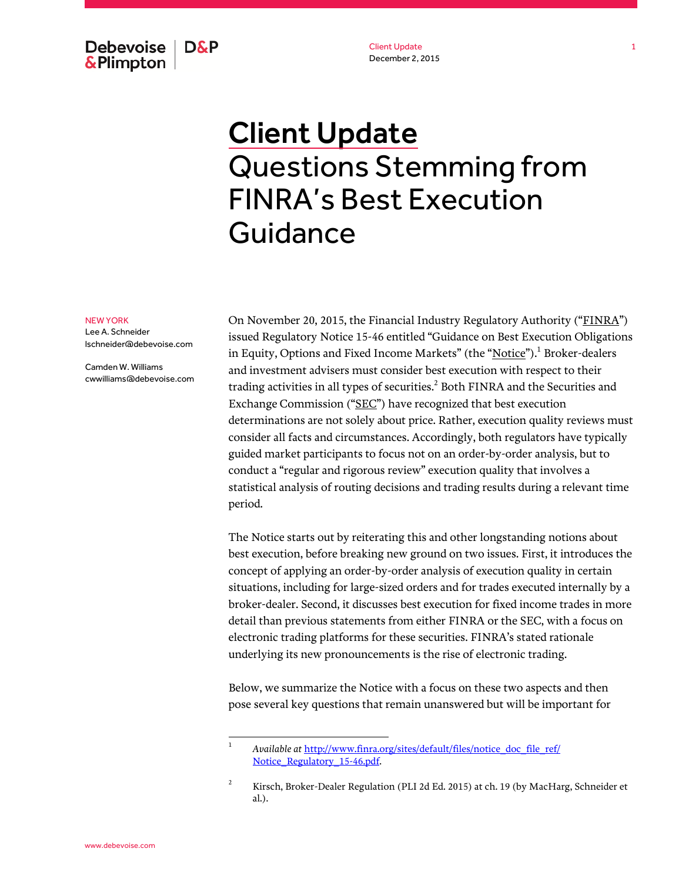# Client Update
# Questions Stemming from FINRA's Best Execution Guidance

NEW YORK
Lee A. Schneider
lschneider@debevoise.com

Camden W. Williams
cwwilliams@debevoise.com

On November 20, 2015, the Financial Industry Regulatory Authority ("FINRA") issued Regulatory Notice 15-46 entitled "Guidance on Best Execution Obligations in Equity, Options and Fixed Income Markets" (the "Notice").[1] Broker-dealers and investment advisers must consider best execution with respect to their trading activities in all types of securities.[2] Both FINRA and the Securities and Exchange Commission ("SEC") have recognized that best execution determinations are not solely about price. Rather, execution quality reviews must consider all facts and circumstances. Accordingly, both regulators have typically guided market participants to focus not on an order-by-order analysis, but to conduct a "regular and rigorous review" execution quality that involves a statistical analysis of routing decisions and trading results during a relevant time period.

The Notice starts out by reiterating this and other longstanding notions about best execution, before breaking new ground on two issues. First, it introduces the concept of applying an order-by-order analysis of execution quality in certain situations, including for large-sized orders and for trades executed internally by a broker-dealer. Second, it discusses best execution for fixed income trades in more detail than previous statements from either FINRA or the SEC, with a focus on electronic trading platforms for these securities. FINRA's stated rationale underlying its new pronouncements is the rise of electronic trading.

Below, we summarize the Notice with a focus on these two aspects and then pose several key questions that remain unanswered but will be important for

---

[1] *Available at* http://www.finra.org/sites/default/files/notice_doc_file_ref/Notice_Regulatory_15-46.pdf.

[2] Kirsch, Broker-Dealer Regulation (PLI 2d Ed. 2015) at ch. 19 (by MacHarg, Schneider et al.).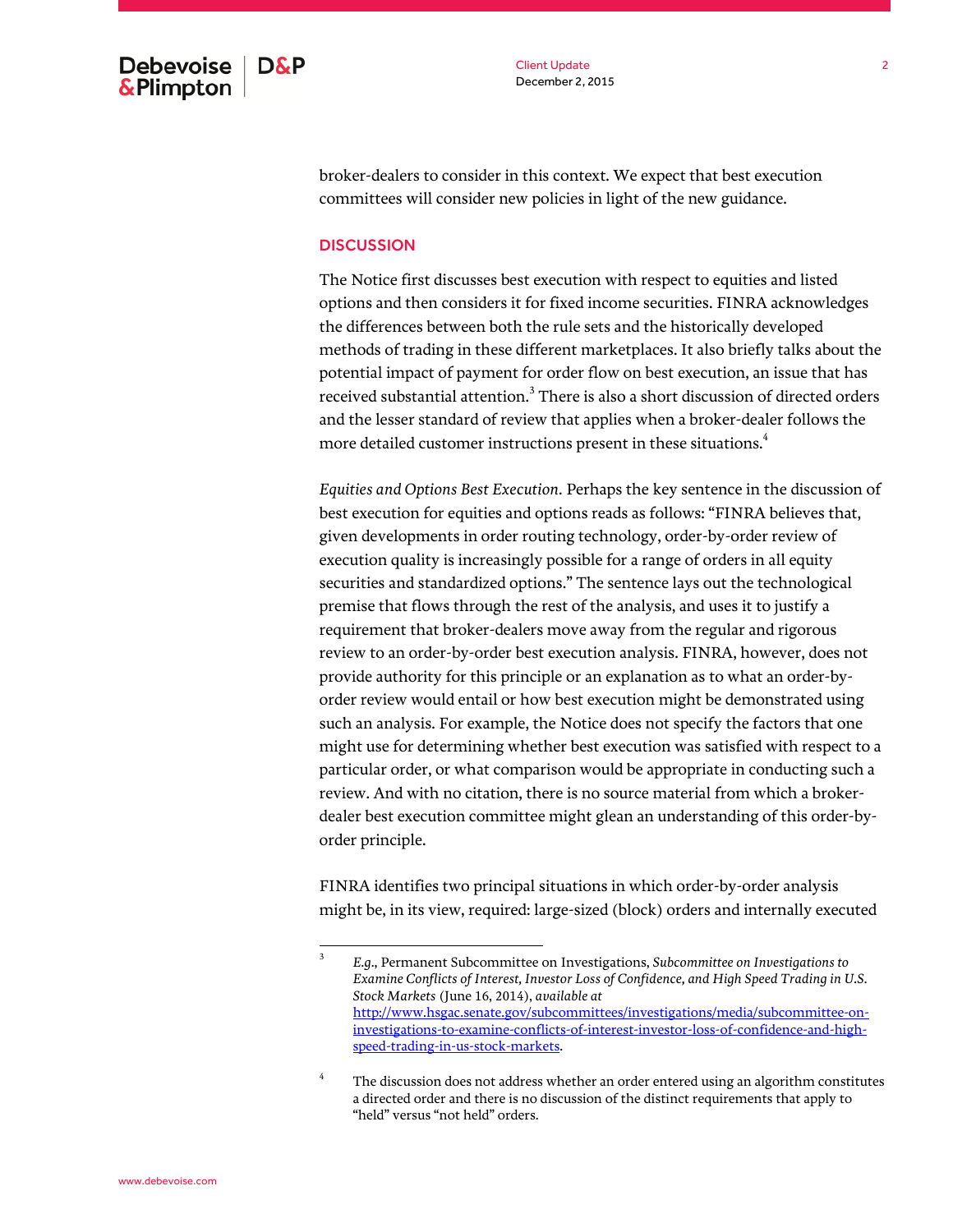broker-dealers to consider in this context. We expect that best execution committees will consider new policies in light of the new guidance.

## DISCUSSION

The Notice first discusses best execution with respect to equities and listed options and then considers it for fixed income securities. FINRA acknowledges the differences between both the rule sets and the historically developed methods of trading in these different marketplaces. It also briefly talks about the potential impact of payment for order flow on best execution, an issue that has received substantial attention.[3] There is also a short discussion of directed orders and the lesser standard of review that applies when a broker-dealer follows the more detailed customer instructions present in these situations.[4]

*Equities and Options Best Execution*. Perhaps the key sentence in the discussion of best execution for equities and options reads as follows: "FINRA believes that, given developments in order routing technology, order-by-order review of execution quality is increasingly possible for a range of orders in all equity securities and standardized options." The sentence lays out the technological premise that flows through the rest of the analysis, and uses it to justify a requirement that broker-dealers move away from the regular and rigorous review to an order-by-order best execution analysis. FINRA, however, does not provide authority for this principle or an explanation as to what an order-by-order review would entail or how best execution might be demonstrated using such an analysis. For example, the Notice does not specify the factors that one might use for determining whether best execution was satisfied with respect to a particular order, or what comparison would be appropriate in conducting such a review. And with no citation, there is no source material from which a broker-dealer best execution committee might glean an understanding of this order-by-order principle.

FINRA identifies two principal situations in which order-by-order analysis might be, in its view, required: large-sized (block) orders and internally executed

---

[3] *E.g.*, Permanent Subcommittee on Investigations, *Subcommittee on Investigations to Examine Conflicts of Interest, Investor Loss of Confidence, and High Speed Trading in U.S. Stock Markets* (June 16, 2014), *available at* http://www.hsgac.senate.gov/subcommittees/investigations/media/subcommittee-on-investigations-to-examine-conflicts-of-interest-investor-loss-of-confidence-and-high-speed-trading-in-us-stock-markets.

[4] The discussion does not address whether an order entered using an algorithm constitutes a directed order and there is no discussion of the distinct requirements that apply to "held" versus "not held" orders.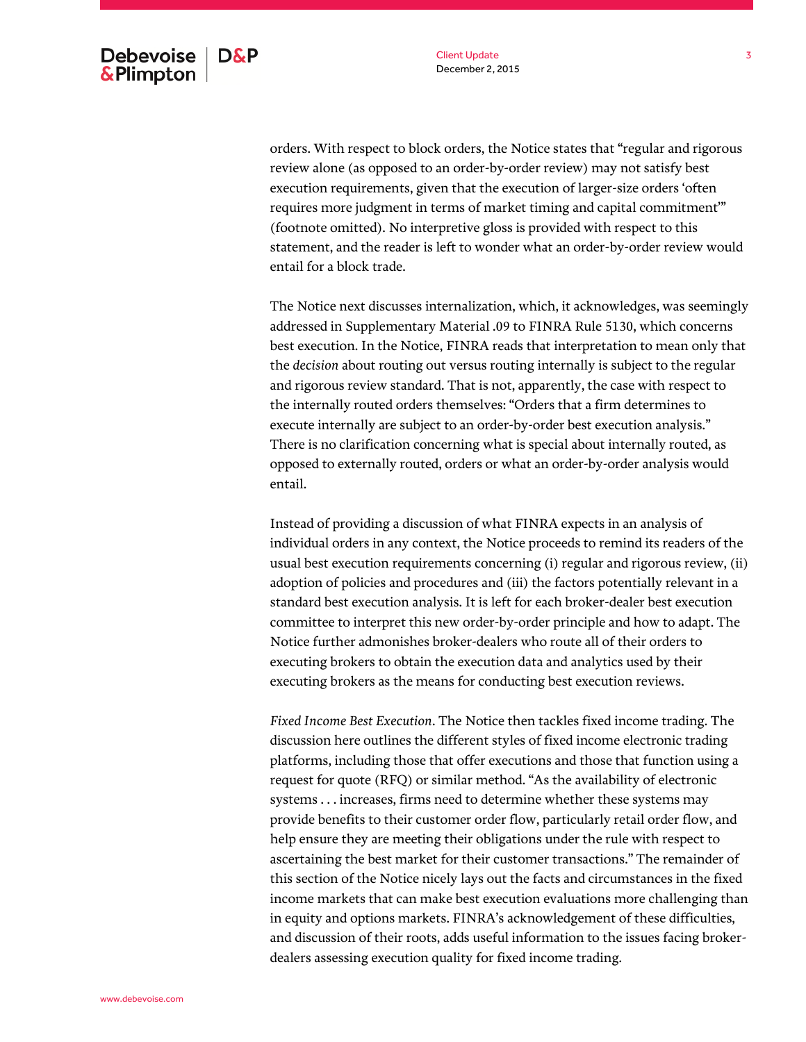orders. With respect to block orders, the Notice states that "regular and rigorous review alone (as opposed to an order-by-order review) may not satisfy best execution requirements, given that the execution of larger-size orders 'often requires more judgment in terms of market timing and capital commitment'" (footnote omitted). No interpretive gloss is provided with respect to this statement, and the reader is left to wonder what an order-by-order review would entail for a block trade.

The Notice next discusses internalization, which, it acknowledges, was seemingly addressed in Supplementary Material .09 to FINRA Rule 5130, which concerns best execution. In the Notice, FINRA reads that interpretation to mean only that the *decision* about routing out versus routing internally is subject to the regular and rigorous review standard. That is not, apparently, the case with respect to the internally routed orders themselves: "Orders that a firm determines to execute internally are subject to an order-by-order best execution analysis." There is no clarification concerning what is special about internally routed, as opposed to externally routed, orders or what an order-by-order analysis would entail.

Instead of providing a discussion of what FINRA expects in an analysis of individual orders in any context, the Notice proceeds to remind its readers of the usual best execution requirements concerning (i) regular and rigorous review, (ii) adoption of policies and procedures and (iii) the factors potentially relevant in a standard best execution analysis. It is left for each broker-dealer best execution committee to interpret this new order-by-order principle and how to adapt. The Notice further admonishes broker-dealers who route all of their orders to executing brokers to obtain the execution data and analytics used by their executing brokers as the means for conducting best execution reviews.

*Fixed Income Best Execution*. The Notice then tackles fixed income trading. The discussion here outlines the different styles of fixed income electronic trading platforms, including those that offer executions and those that function using a request for quote (RFQ) or similar method. "As the availability of electronic systems . . . increases, firms need to determine whether these systems may provide benefits to their customer order flow, particularly retail order flow, and help ensure they are meeting their obligations under the rule with respect to ascertaining the best market for their customer transactions." The remainder of this section of the Notice nicely lays out the facts and circumstances in the fixed income markets that can make best execution evaluations more challenging than in equity and options markets. FINRA's acknowledgement of these difficulties, and discussion of their roots, adds useful information to the issues facing broker-dealers assessing execution quality for fixed income trading.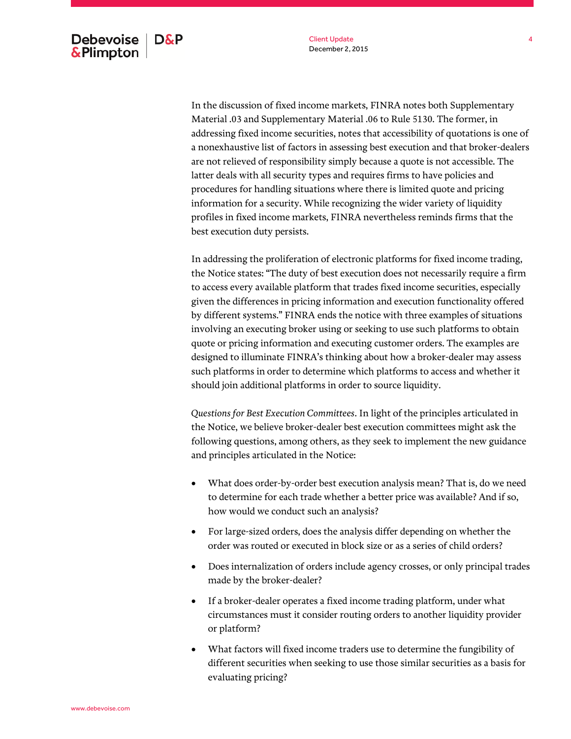In the discussion of fixed income markets, FINRA notes both Supplementary Material .03 and Supplementary Material .06 to Rule 5130. The former, in addressing fixed income securities, notes that accessibility of quotations is one of a nonexhaustive list of factors in assessing best execution and that broker-dealers are not relieved of responsibility simply because a quote is not accessible. The latter deals with all security types and requires firms to have policies and procedures for handling situations where there is limited quote and pricing information for a security. While recognizing the wider variety of liquidity profiles in fixed income markets, FINRA nevertheless reminds firms that the best execution duty persists.

In addressing the proliferation of electronic platforms for fixed income trading, the Notice states: "The duty of best execution does not necessarily require a firm to access every available platform that trades fixed income securities, especially given the differences in pricing information and execution functionality offered by different systems." FINRA ends the notice with three examples of situations involving an executing broker using or seeking to use such platforms to obtain quote or pricing information and executing customer orders. The examples are designed to illuminate FINRA's thinking about how a broker-dealer may assess such platforms in order to determine which platforms to access and whether it should join additional platforms in order to source liquidity.

*Questions for Best Execution Committees*. In light of the principles articulated in the Notice, we believe broker-dealer best execution committees might ask the following questions, among others, as they seek to implement the new guidance and principles articulated in the Notice:

- What does order-by-order best execution analysis mean? That is, do we need to determine for each trade whether a better price was available? And if so, how would we conduct such an analysis?
- For large-sized orders, does the analysis differ depending on whether the order was routed or executed in block size or as a series of child orders?
- Does internalization of orders include agency crosses, or only principal trades made by the broker-dealer?
- If a broker-dealer operates a fixed income trading platform, under what circumstances must it consider routing orders to another liquidity provider or platform?
- What factors will fixed income traders use to determine the fungibility of different securities when seeking to use those similar securities as a basis for evaluating pricing?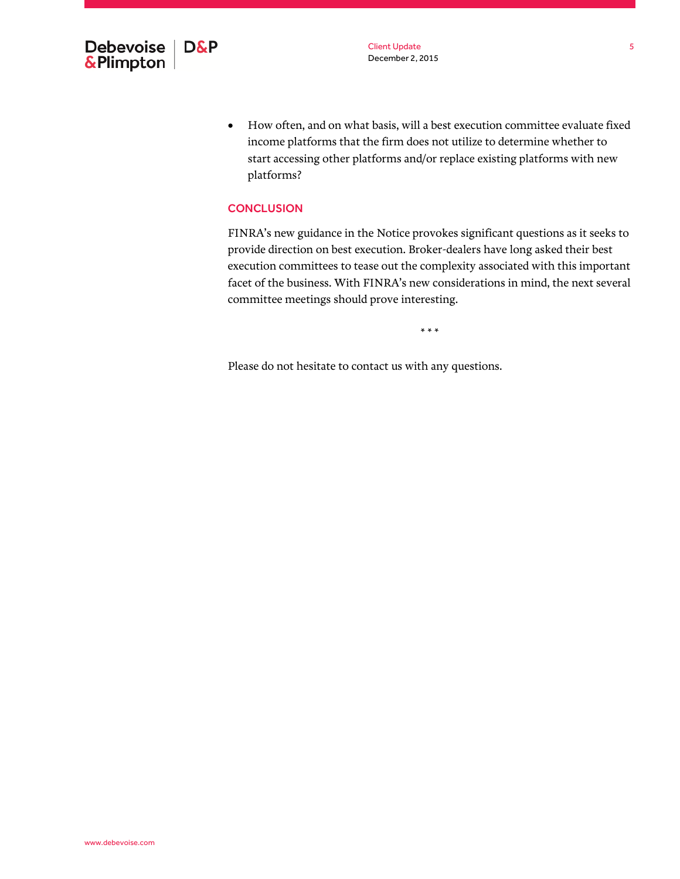- How often, and on what basis, will a best execution committee evaluate fixed income platforms that the firm does not utilize to determine whether to start accessing other platforms and/or replace existing platforms with new platforms?

## CONCLUSION

FINRA's new guidance in the Notice provokes significant questions as it seeks to provide direction on best execution. Broker-dealers have long asked their best execution committees to tease out the complexity associated with this important facet of the business. With FINRA's new considerations in mind, the next several committee meetings should prove interesting.

* * *

Please do not hesitate to contact us with any questions.